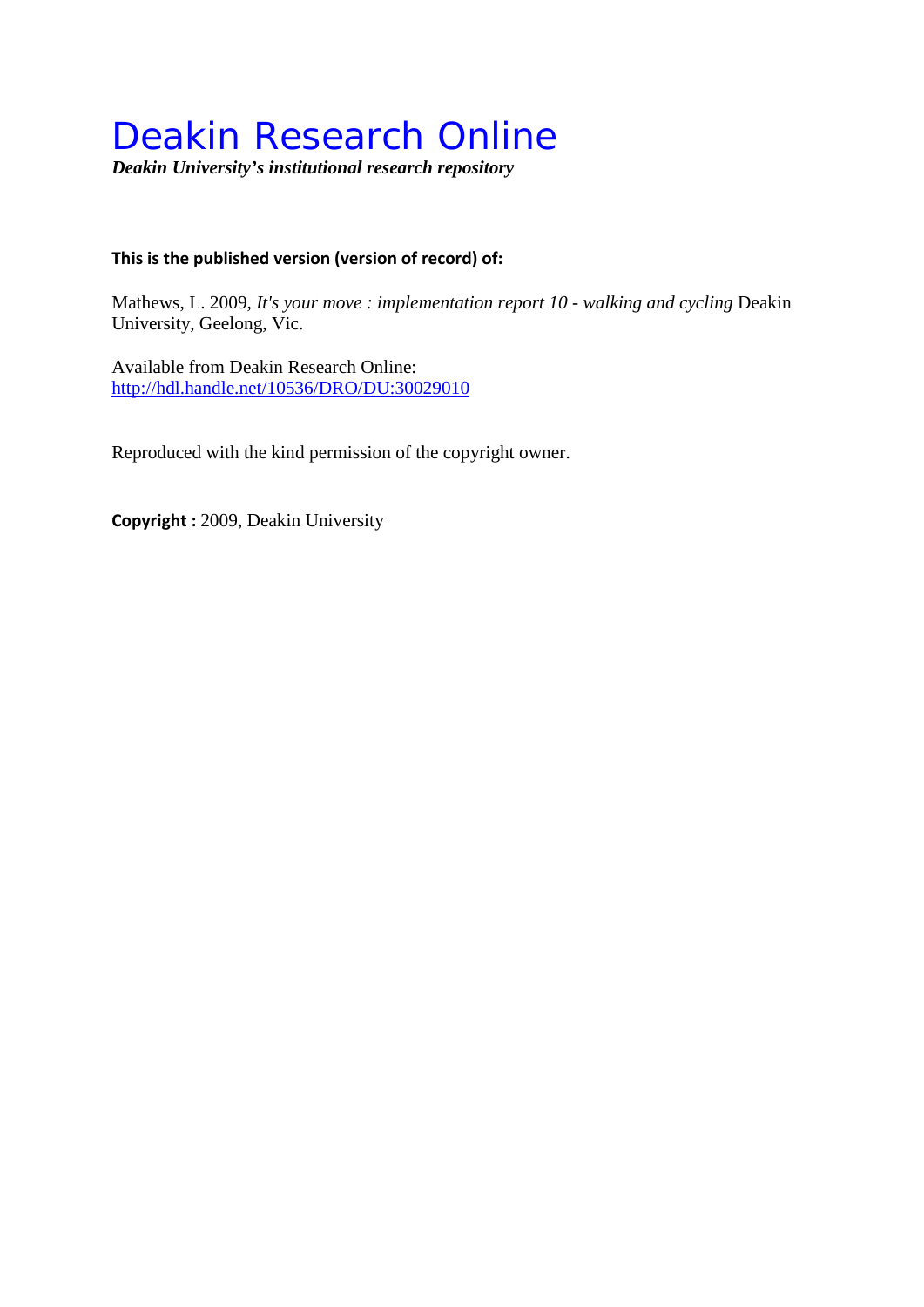# Deakin Research Online

***Deakin University's institutional research repository***

**This is the published version (version of record) of:**

Mathews, L. 2009, *It's your move : implementation report 10 - walking and cycling* Deakin University, Geelong, Vic.

Available from Deakin Research Online:
http://hdl.handle.net/10536/DRO/DU:30029010

Reproduced with the kind permission of the copyright owner.

**Copyright :** 2009, Deakin University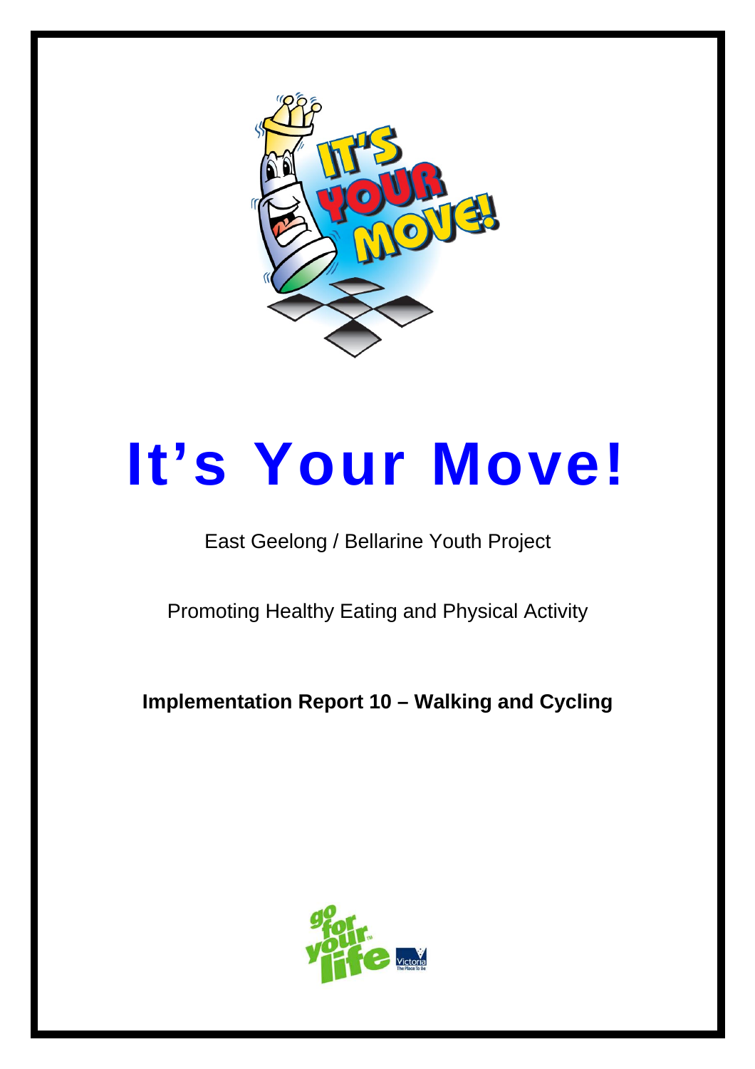# It's Your Move!

East Geelong / Bellarine Youth Project

Promoting Healthy Eating and Physical Activity

**Implementation Report 10 – Walking and Cycling**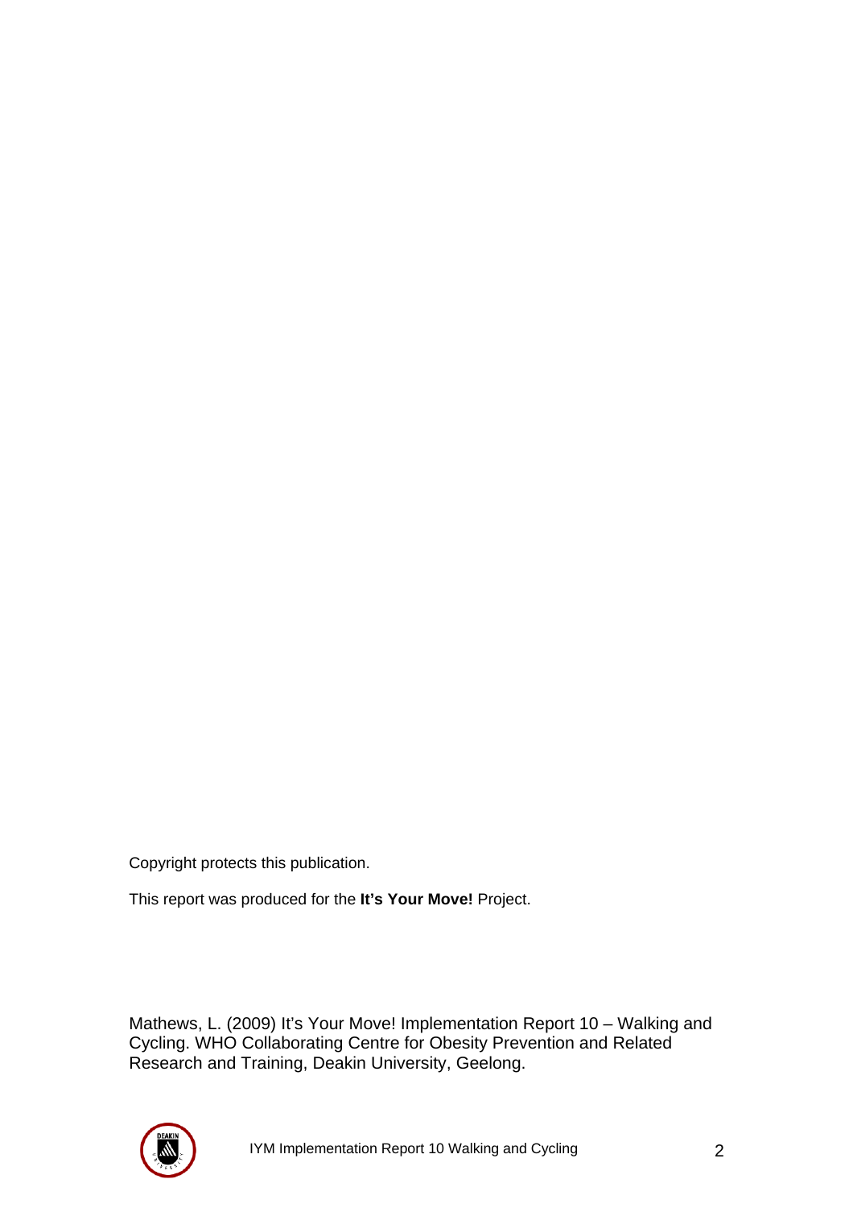Copyright protects this publication.

This report was produced for the **It's Your Move!** Project.

Mathews, L. (2009) It's Your Move! Implementation Report 10 – Walking and Cycling. WHO Collaborating Centre for Obesity Prevention and Related Research and Training, Deakin University, Geelong.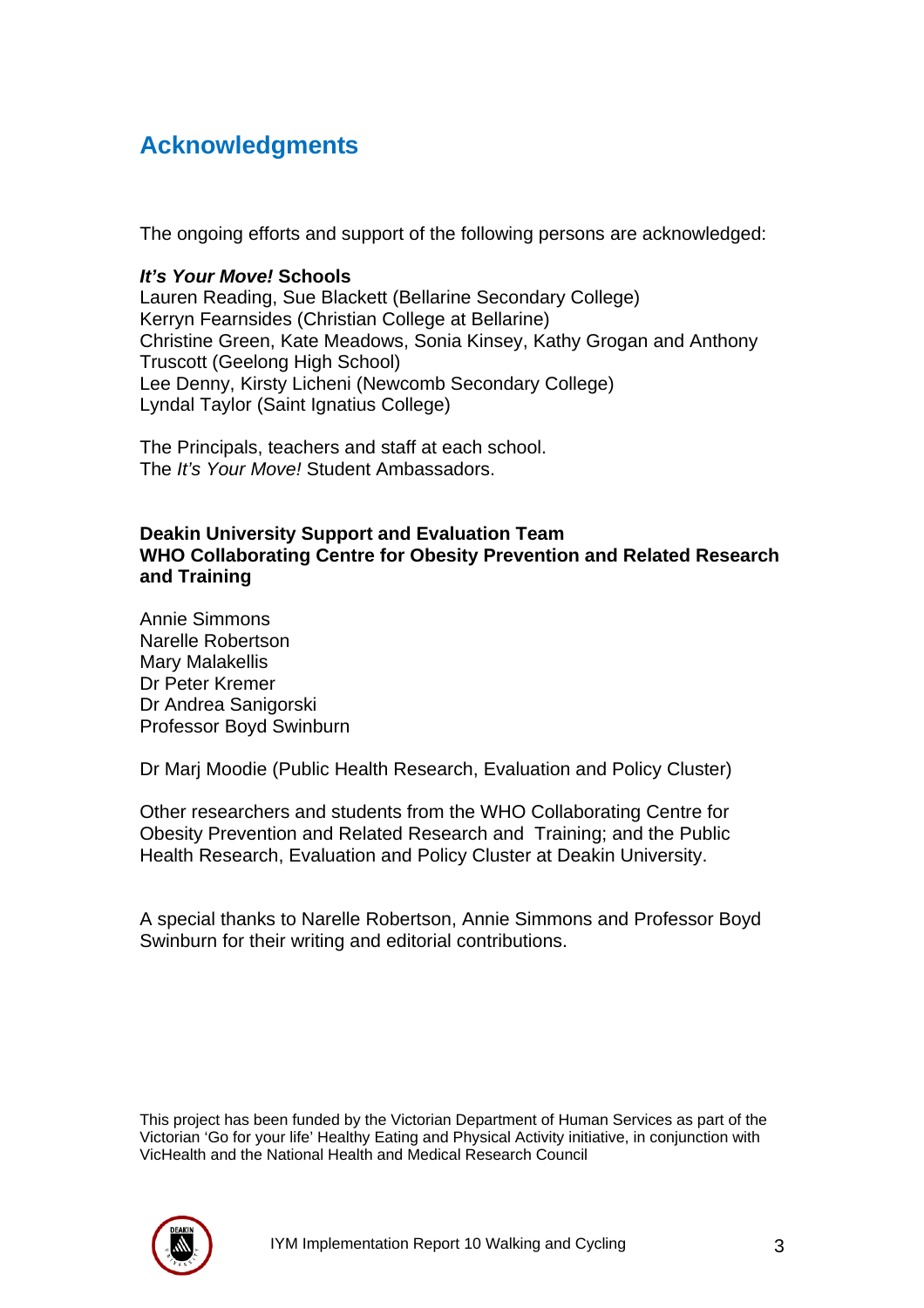# Acknowledgments

The ongoing efforts and support of the following persons are acknowledged:

***It's Your Move!* Schools**
Lauren Reading, Sue Blackett (Bellarine Secondary College)
Kerryn Fearnsides (Christian College at Bellarine)
Christine Green, Kate Meadows, Sonia Kinsey, Kathy Grogan and Anthony Truscott (Geelong High School)
Lee Denny, Kirsty Licheni (Newcomb Secondary College)
Lyndal Taylor (Saint Ignatius College)

The Principals, teachers and staff at each school.
The *It's Your Move!* Student Ambassadors.

**Deakin University Support and Evaluation Team**
**WHO Collaborating Centre for Obesity Prevention and Related Research and Training**

Annie Simmons
Narelle Robertson
Mary Malakellis
Dr Peter Kremer
Dr Andrea Sanigorski
Professor Boyd Swinburn

Dr Marj Moodie (Public Health Research, Evaluation and Policy Cluster)

Other researchers and students from the WHO Collaborating Centre for Obesity Prevention and Related Research and Training; and the Public Health Research, Evaluation and Policy Cluster at Deakin University.

A special thanks to Narelle Robertson, Annie Simmons and Professor Boyd Swinburn for their writing and editorial contributions.

This project has been funded by the Victorian Department of Human Services as part of the Victorian 'Go for your life' Healthy Eating and Physical Activity initiative, in conjunction with VicHealth and the National Health and Medical Research Council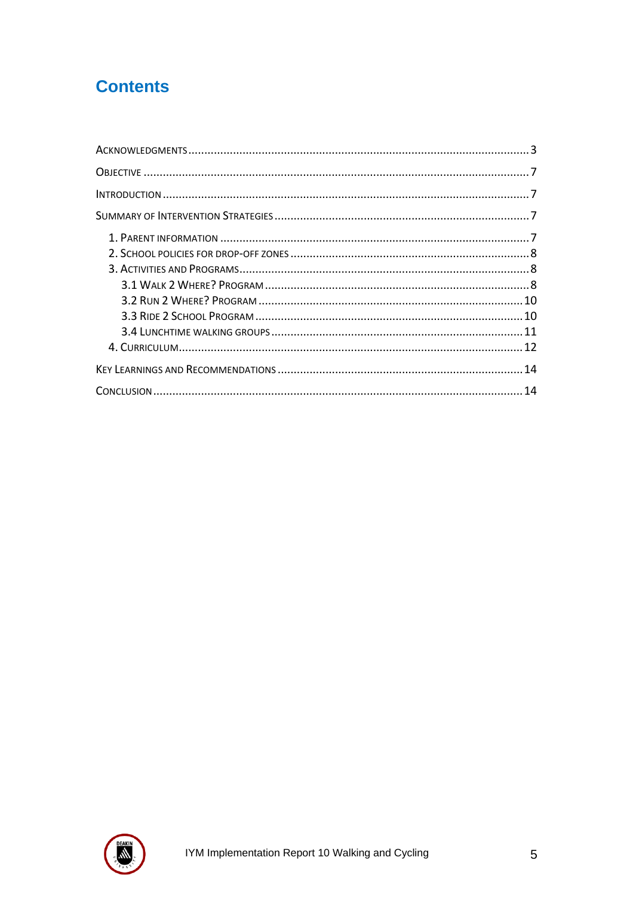# Contents

Acknowledgments ........................................................................................................ 3

Objective ......................................................................................................................... 7

Introduction .................................................................................................................... 7

Summary of Intervention Strategies ............................................................................. 7

- 1. Parent information ................................................................................................ 7
- 2. School policies for drop-off zones ....................................................................... 8
- 3. Activities and Programs ......................................................................................... 8
  - 3.1 Walk 2 Where? Program ..................................................................................... 8
  - 3.2 Run 2 Where? Program ..................................................................................... 10
  - 3.3 Ride 2 School Program ...................................................................................... 10
  - 3.4 Lunchtime walking groups ................................................................................. 11
- 4. Curriculum ............................................................................................................ 12

Key Learnings and Recommendations ......................................................................... 14

Conclusion ..................................................................................................................... 14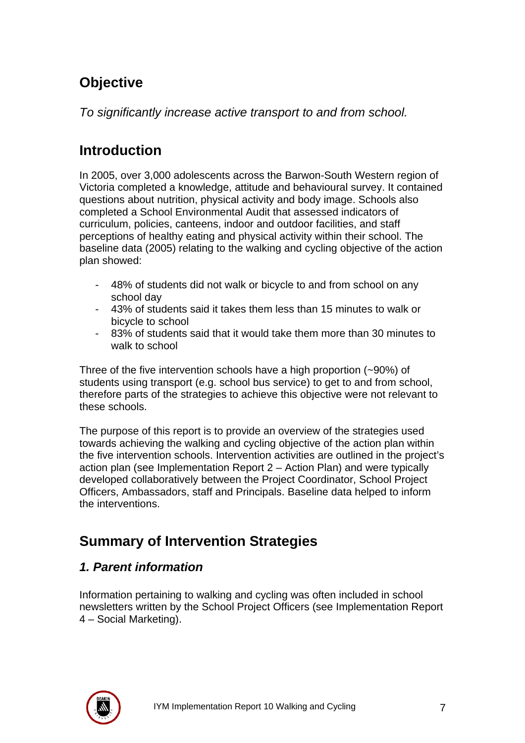## Objective

*To significantly increase active transport to and from school.*

## Introduction

In 2005, over 3,000 adolescents across the Barwon-South Western region of Victoria completed a knowledge, attitude and behavioural survey. It contained questions about nutrition, physical activity and body image. Schools also completed a School Environmental Audit that assessed indicators of curriculum, policies, canteens, indoor and outdoor facilities, and staff perceptions of healthy eating and physical activity within their school. The baseline data (2005) relating to the walking and cycling objective of the action plan showed:

- 48% of students did not walk or bicycle to and from school on any school day
- 43% of students said it takes them less than 15 minutes to walk or bicycle to school
- 83% of students said that it would take them more than 30 minutes to walk to school

Three of the five intervention schools have a high proportion (~90%) of students using transport (e.g. school bus service) to get to and from school, therefore parts of the strategies to achieve this objective were not relevant to these schools.

The purpose of this report is to provide an overview of the strategies used towards achieving the walking and cycling objective of the action plan within the five intervention schools. Intervention activities are outlined in the project's action plan (see Implementation Report 2 – Action Plan) and were typically developed collaboratively between the Project Coordinator, School Project Officers, Ambassadors, staff and Principals. Baseline data helped to inform the interventions.

## Summary of Intervention Strategies

### *1. Parent information*

Information pertaining to walking and cycling was often included in school newsletters written by the School Project Officers (see Implementation Report 4 – Social Marketing).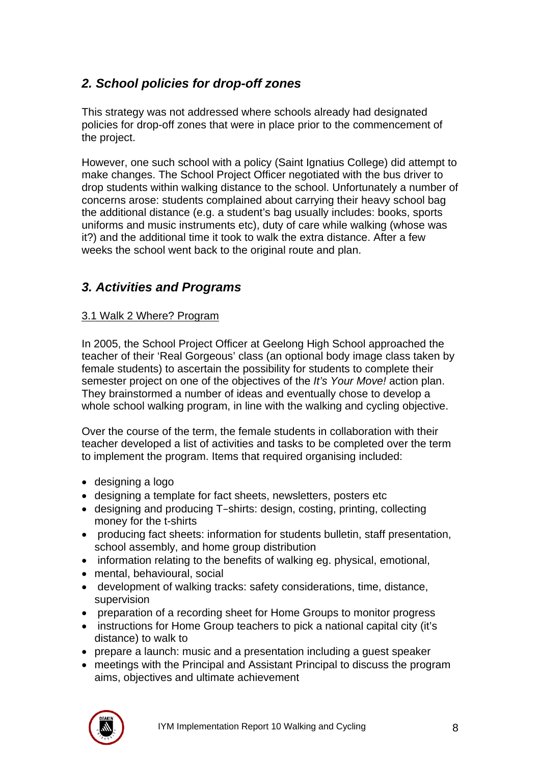## *2. School policies for drop-off zones*

This strategy was not addressed where schools already had designated policies for drop-off zones that were in place prior to the commencement of the project.

However, one such school with a policy (Saint Ignatius College) did attempt to make changes. The School Project Officer negotiated with the bus driver to drop students within walking distance to the school. Unfortunately a number of concerns arose: students complained about carrying their heavy school bag the additional distance (e.g. a student's bag usually includes: books, sports uniforms and music instruments etc), duty of care while walking (whose was it?) and the additional time it took to walk the extra distance. After a few weeks the school went back to the original route and plan.

## *3. Activities and Programs*

### 3.1 Walk 2 Where? Program

In 2005, the School Project Officer at Geelong High School approached the teacher of their 'Real Gorgeous' class (an optional body image class taken by female students) to ascertain the possibility for students to complete their semester project on one of the objectives of the *It's Your Move!* action plan. They brainstormed a number of ideas and eventually chose to develop a whole school walking program, in line with the walking and cycling objective.

Over the course of the term, the female students in collaboration with their teacher developed a list of activities and tasks to be completed over the term to implement the program. Items that required organising included:

- designing a logo
- designing a template for fact sheets, newsletters, posters etc
- designing and producing T-shirts: design, costing, printing, collecting money for the t-shirts
- producing fact sheets: information for students bulletin, staff presentation, school assembly, and home group distribution
- information relating to the benefits of walking eg. physical, emotional,
- mental, behavioural, social
- development of walking tracks: safety considerations, time, distance, supervision
- preparation of a recording sheet for Home Groups to monitor progress
- instructions for Home Group teachers to pick a national capital city (it's distance) to walk to
- prepare a launch: music and a presentation including a guest speaker
- meetings with the Principal and Assistant Principal to discuss the program aims, objectives and ultimate achievement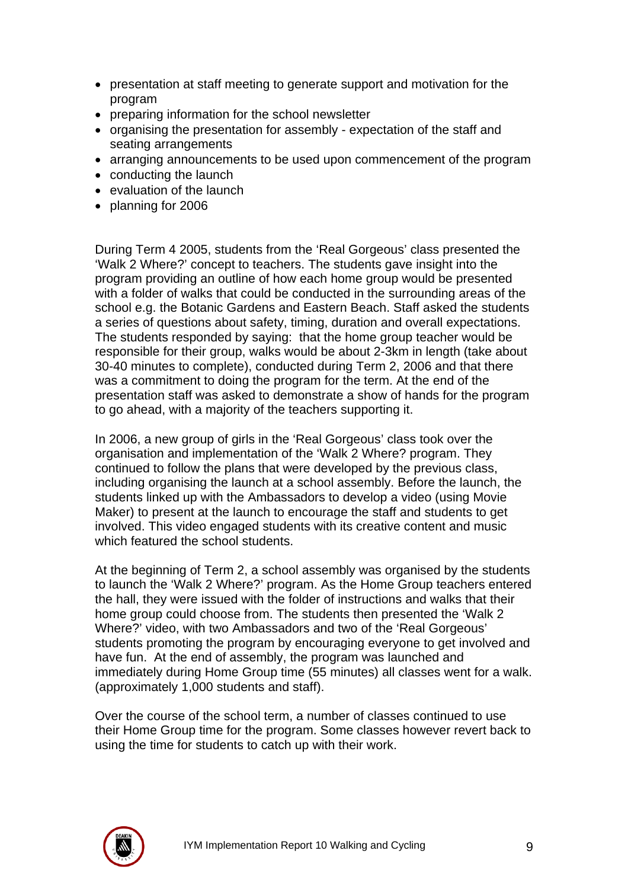- presentation at staff meeting to generate support and motivation for the program
- preparing information for the school newsletter
- organising the presentation for assembly - expectation of the staff and seating arrangements
- arranging announcements to be used upon commencement of the program
- conducting the launch
- evaluation of the launch
- planning for 2006

During Term 4 2005, students from the 'Real Gorgeous' class presented the 'Walk 2 Where?' concept to teachers. The students gave insight into the program providing an outline of how each home group would be presented with a folder of walks that could be conducted in the surrounding areas of the school e.g. the Botanic Gardens and Eastern Beach. Staff asked the students a series of questions about safety, timing, duration and overall expectations. The students responded by saying: that the home group teacher would be responsible for their group, walks would be about 2-3km in length (take about 30-40 minutes to complete), conducted during Term 2, 2006 and that there was a commitment to doing the program for the term. At the end of the presentation staff was asked to demonstrate a show of hands for the program to go ahead, with a majority of the teachers supporting it.

In 2006, a new group of girls in the 'Real Gorgeous' class took over the organisation and implementation of the 'Walk 2 Where? program. They continued to follow the plans that were developed by the previous class, including organising the launch at a school assembly. Before the launch, the students linked up with the Ambassadors to develop a video (using Movie Maker) to present at the launch to encourage the staff and students to get involved. This video engaged students with its creative content and music which featured the school students.

At the beginning of Term 2, a school assembly was organised by the students to launch the 'Walk 2 Where?' program. As the Home Group teachers entered the hall, they were issued with the folder of instructions and walks that their home group could choose from. The students then presented the 'Walk 2 Where?' video, with two Ambassadors and two of the 'Real Gorgeous' students promoting the program by encouraging everyone to get involved and have fun. At the end of assembly, the program was launched and immediately during Home Group time (55 minutes) all classes went for a walk. (approximately 1,000 students and staff).

Over the course of the school term, a number of classes continued to use their Home Group time for the program. Some classes however revert back to using the time for students to catch up with their work.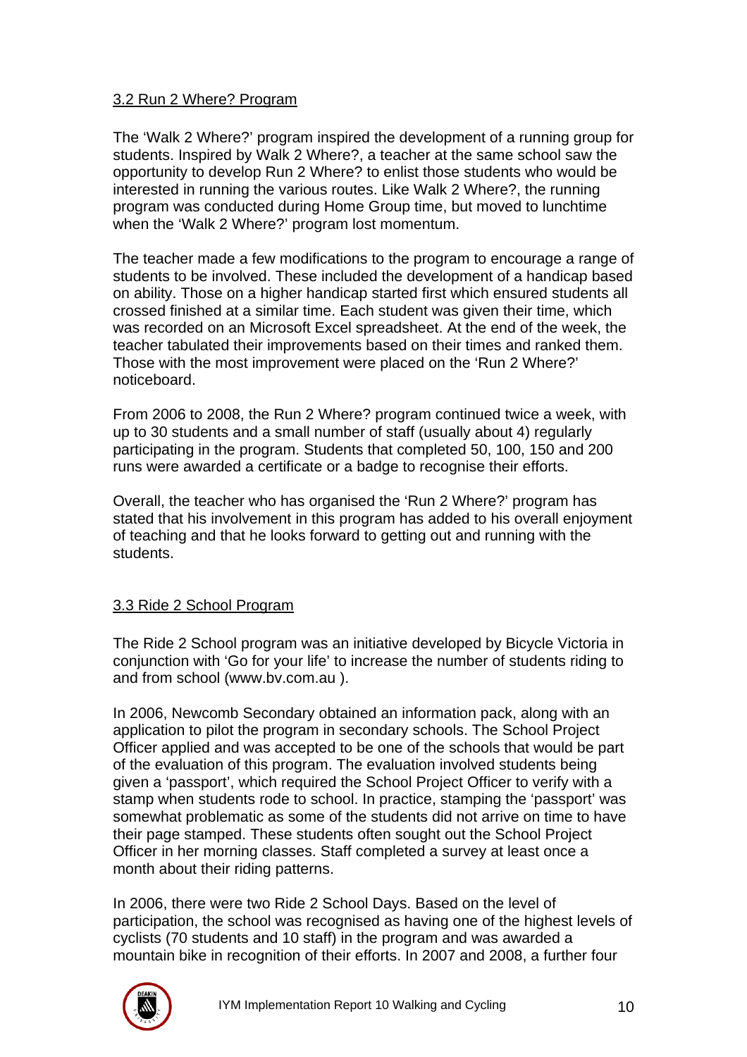## 3.2 Run 2 Where? Program

The 'Walk 2 Where?' program inspired the development of a running group for students. Inspired by Walk 2 Where?, a teacher at the same school saw the opportunity to develop Run 2 Where? to enlist those students who would be interested in running the various routes. Like Walk 2 Where?, the running program was conducted during Home Group time, but moved to lunchtime when the 'Walk 2 Where?' program lost momentum.

The teacher made a few modifications to the program to encourage a range of students to be involved. These included the development of a handicap based on ability. Those on a higher handicap started first which ensured students all crossed finished at a similar time. Each student was given their time, which was recorded on an Microsoft Excel spreadsheet. At the end of the week, the teacher tabulated their improvements based on their times and ranked them. Those with the most improvement were placed on the 'Run 2 Where?' noticeboard.

From 2006 to 2008, the Run 2 Where? program continued twice a week, with up to 30 students and a small number of staff (usually about 4) regularly participating in the program. Students that completed 50, 100, 150 and 200 runs were awarded a certificate or a badge to recognise their efforts.

Overall, the teacher who has organised the 'Run 2 Where?' program has stated that his involvement in this program has added to his overall enjoyment of teaching and that he looks forward to getting out and running with the students.

## 3.3 Ride 2 School Program

The Ride 2 School program was an initiative developed by Bicycle Victoria in conjunction with 'Go for your life' to increase the number of students riding to and from school (www.bv.com.au ).

In 2006, Newcomb Secondary obtained an information pack, along with an application to pilot the program in secondary schools. The School Project Officer applied and was accepted to be one of the schools that would be part of the evaluation of this program. The evaluation involved students being given a 'passport', which required the School Project Officer to verify with a stamp when students rode to school. In practice, stamping the 'passport' was somewhat problematic as some of the students did not arrive on time to have their page stamped. These students often sought out the School Project Officer in her morning classes. Staff completed a survey at least once a month about their riding patterns.

In 2006, there were two Ride 2 School Days. Based on the level of participation, the school was recognised as having one of the highest levels of cyclists (70 students and 10 staff) in the program and was awarded a mountain bike in recognition of their efforts. In 2007 and 2008, a further four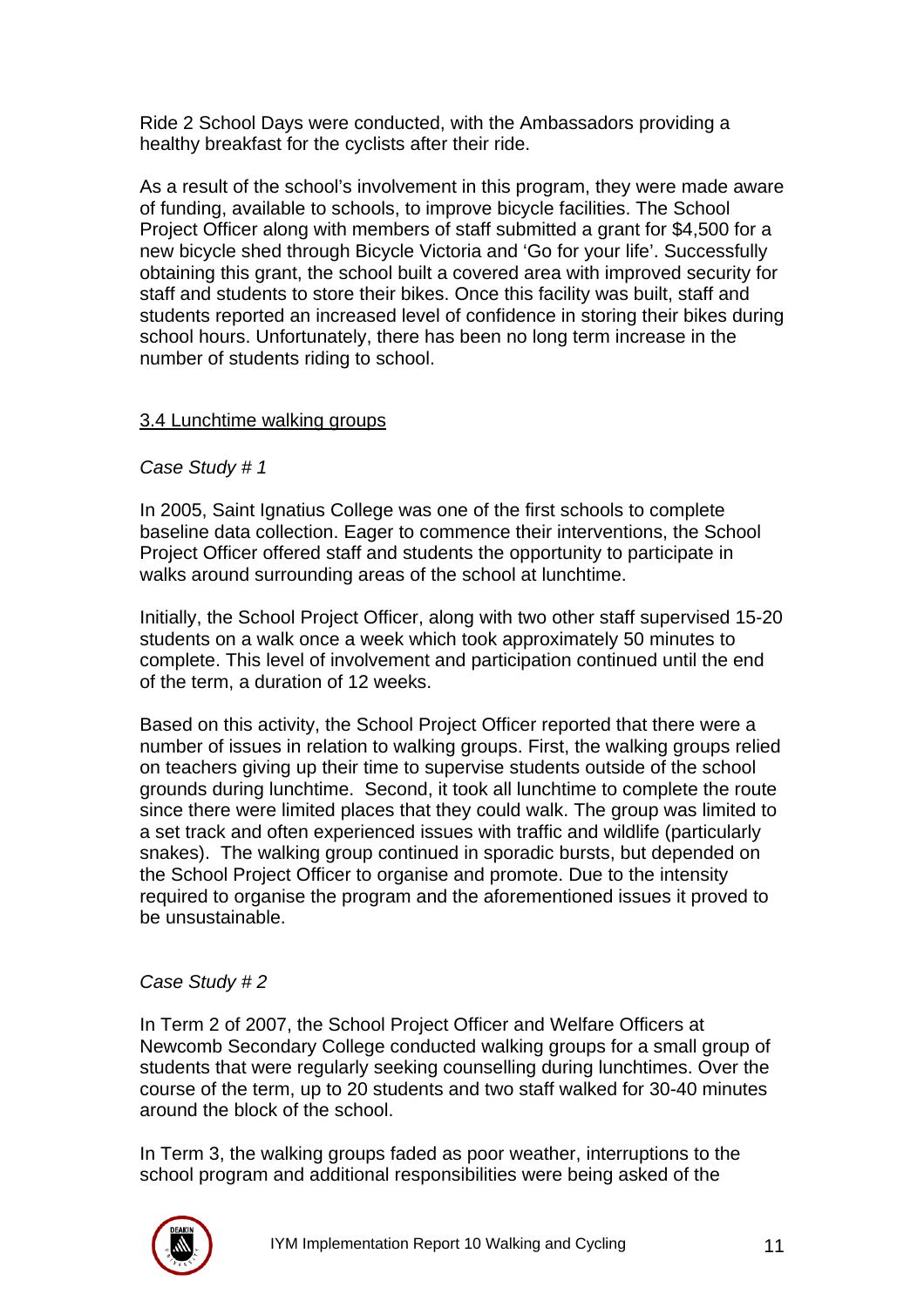Ride 2 School Days were conducted, with the Ambassadors providing a healthy breakfast for the cyclists after their ride.

As a result of the school's involvement in this program, they were made aware of funding, available to schools, to improve bicycle facilities. The School Project Officer along with members of staff submitted a grant for $4,500 for a new bicycle shed through Bicycle Victoria and 'Go for your life'. Successfully obtaining this grant, the school built a covered area with improved security for staff and students to store their bikes. Once this facility was built, staff and students reported an increased level of confidence in storing their bikes during school hours. Unfortunately, there has been no long term increase in the number of students riding to school.

### 3.4 Lunchtime walking groups

*Case Study # 1*

In 2005, Saint Ignatius College was one of the first schools to complete baseline data collection. Eager to commence their interventions, the School Project Officer offered staff and students the opportunity to participate in walks around surrounding areas of the school at lunchtime.

Initially, the School Project Officer, along with two other staff supervised 15-20 students on a walk once a week which took approximately 50 minutes to complete. This level of involvement and participation continued until the end of the term, a duration of 12 weeks.

Based on this activity, the School Project Officer reported that there were a number of issues in relation to walking groups. First, the walking groups relied on teachers giving up their time to supervise students outside of the school grounds during lunchtime. Second, it took all lunchtime to complete the route since there were limited places that they could walk. The group was limited to a set track and often experienced issues with traffic and wildlife (particularly snakes). The walking group continued in sporadic bursts, but depended on the School Project Officer to organise and promote. Due to the intensity required to organise the program and the aforementioned issues it proved to be unsustainable.

*Case Study # 2*

In Term 2 of 2007, the School Project Officer and Welfare Officers at Newcomb Secondary College conducted walking groups for a small group of students that were regularly seeking counselling during lunchtimes. Over the course of the term, up to 20 students and two staff walked for 30-40 minutes around the block of the school.

In Term 3, the walking groups faded as poor weather, interruptions to the school program and additional responsibilities were being asked of the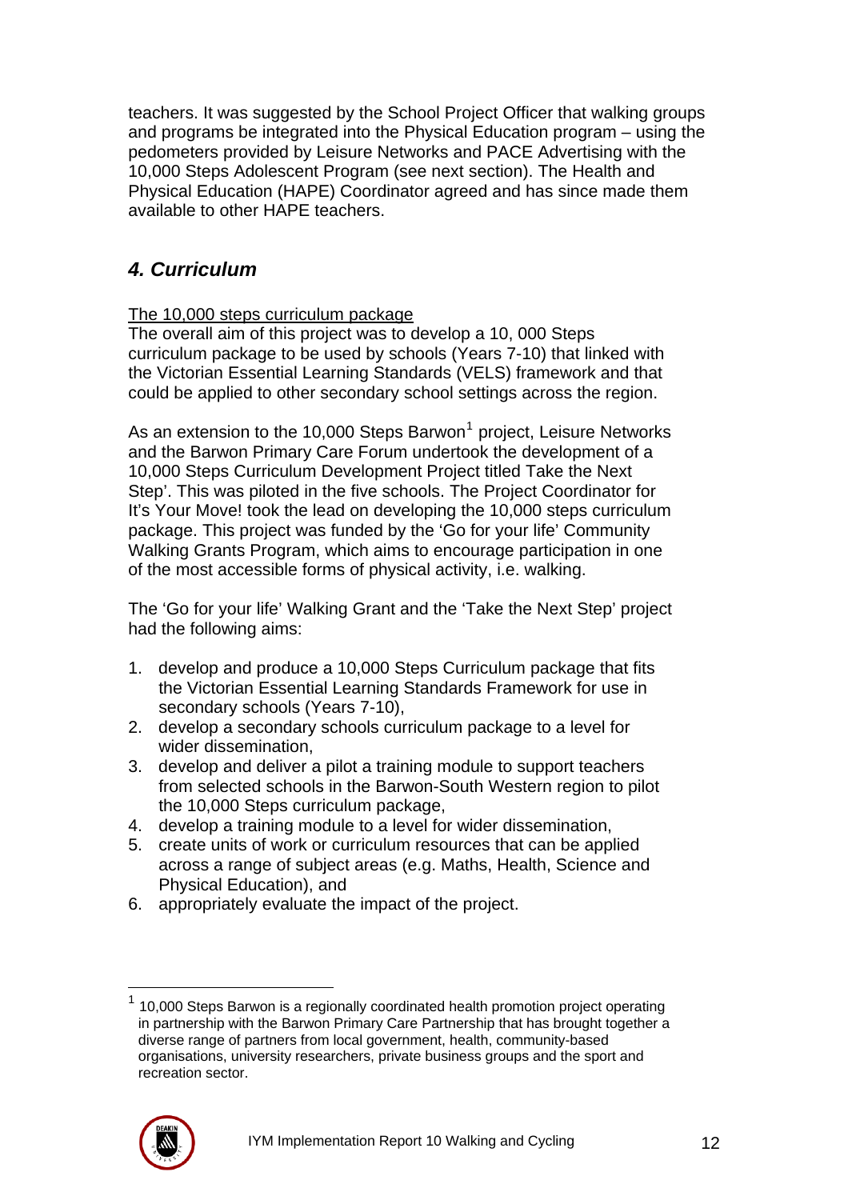teachers. It was suggested by the School Project Officer that walking groups and programs be integrated into the Physical Education program – using the pedometers provided by Leisure Networks and PACE Advertising with the 10,000 Steps Adolescent Program (see next section). The Health and Physical Education (HAPE) Coordinator agreed and has since made them available to other HAPE teachers.

## *4. Curriculum*

The 10,000 steps curriculum package

The overall aim of this project was to develop a 10, 000 Steps curriculum package to be used by schools (Years 7-10) that linked with the Victorian Essential Learning Standards (VELS) framework and that could be applied to other secondary school settings across the region.

As an extension to the 10,000 Steps Barwon[1] project, Leisure Networks and the Barwon Primary Care Forum undertook the development of a 10,000 Steps Curriculum Development Project titled Take the Next Step'. This was piloted in the five schools. The Project Coordinator for It's Your Move! took the lead on developing the 10,000 steps curriculum package. This project was funded by the 'Go for your life' Community Walking Grants Program, which aims to encourage participation in one of the most accessible forms of physical activity, i.e. walking.

The 'Go for your life' Walking Grant and the 'Take the Next Step' project had the following aims:

1. develop and produce a 10,000 Steps Curriculum package that fits the Victorian Essential Learning Standards Framework for use in secondary schools (Years 7-10),
2. develop a secondary schools curriculum package to a level for wider dissemination,
3. develop and deliver a pilot a training module to support teachers from selected schools in the Barwon-South Western region to pilot the 10,000 Steps curriculum package,
4. develop a training module to a level for wider dissemination,
5. create units of work or curriculum resources that can be applied across a range of subject areas (e.g. Maths, Health, Science and Physical Education), and
6. appropriately evaluate the impact of the project.

[1] 10,000 Steps Barwon is a regionally coordinated health promotion project operating in partnership with the Barwon Primary Care Partnership that has brought together a diverse range of partners from local government, health, community-based organisations, university researchers, private business groups and the sport and recreation sector.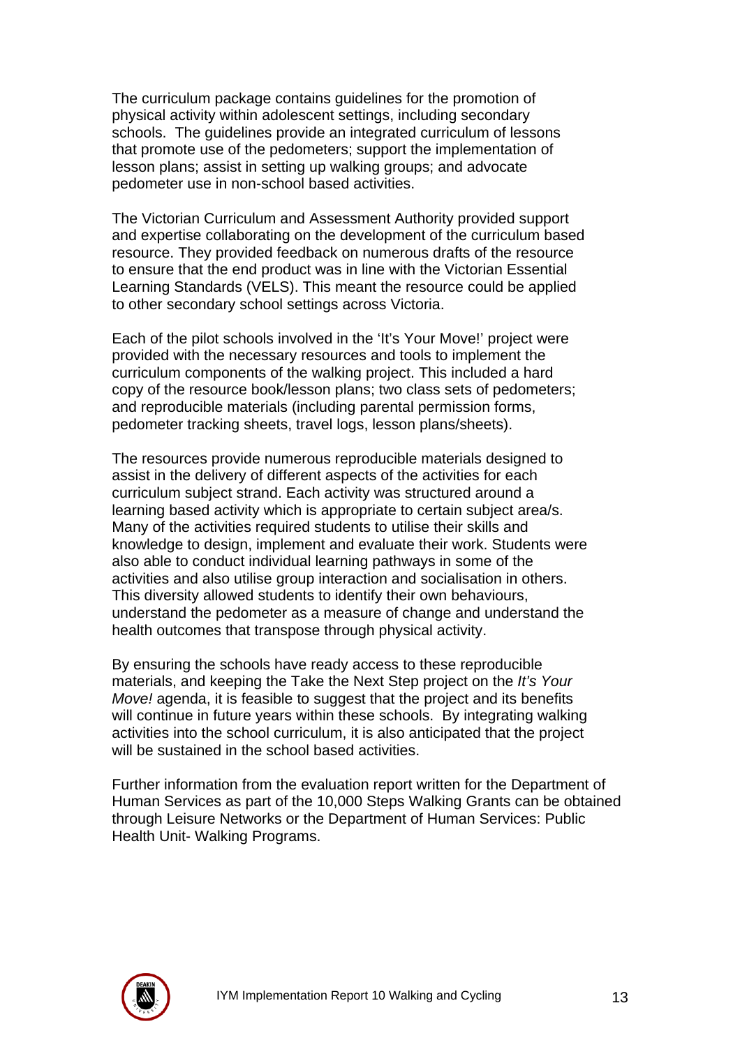The curriculum package contains guidelines for the promotion of physical activity within adolescent settings, including secondary schools. The guidelines provide an integrated curriculum of lessons that promote use of the pedometers; support the implementation of lesson plans; assist in setting up walking groups; and advocate pedometer use in non-school based activities.

The Victorian Curriculum and Assessment Authority provided support and expertise collaborating on the development of the curriculum based resource. They provided feedback on numerous drafts of the resource to ensure that the end product was in line with the Victorian Essential Learning Standards (VELS). This meant the resource could be applied to other secondary school settings across Victoria.

Each of the pilot schools involved in the 'It's Your Move!' project were provided with the necessary resources and tools to implement the curriculum components of the walking project. This included a hard copy of the resource book/lesson plans; two class sets of pedometers; and reproducible materials (including parental permission forms, pedometer tracking sheets, travel logs, lesson plans/sheets).

The resources provide numerous reproducible materials designed to assist in the delivery of different aspects of the activities for each curriculum subject strand. Each activity was structured around a learning based activity which is appropriate to certain subject area/s. Many of the activities required students to utilise their skills and knowledge to design, implement and evaluate their work. Students were also able to conduct individual learning pathways in some of the activities and also utilise group interaction and socialisation in others. This diversity allowed students to identify their own behaviours, understand the pedometer as a measure of change and understand the health outcomes that transpose through physical activity.

By ensuring the schools have ready access to these reproducible materials, and keeping the Take the Next Step project on the *It's Your Move!* agenda, it is feasible to suggest that the project and its benefits will continue in future years within these schools. By integrating walking activities into the school curriculum, it is also anticipated that the project will be sustained in the school based activities.

Further information from the evaluation report written for the Department of Human Services as part of the 10,000 Steps Walking Grants can be obtained through Leisure Networks or the Department of Human Services: Public Health Unit- Walking Programs.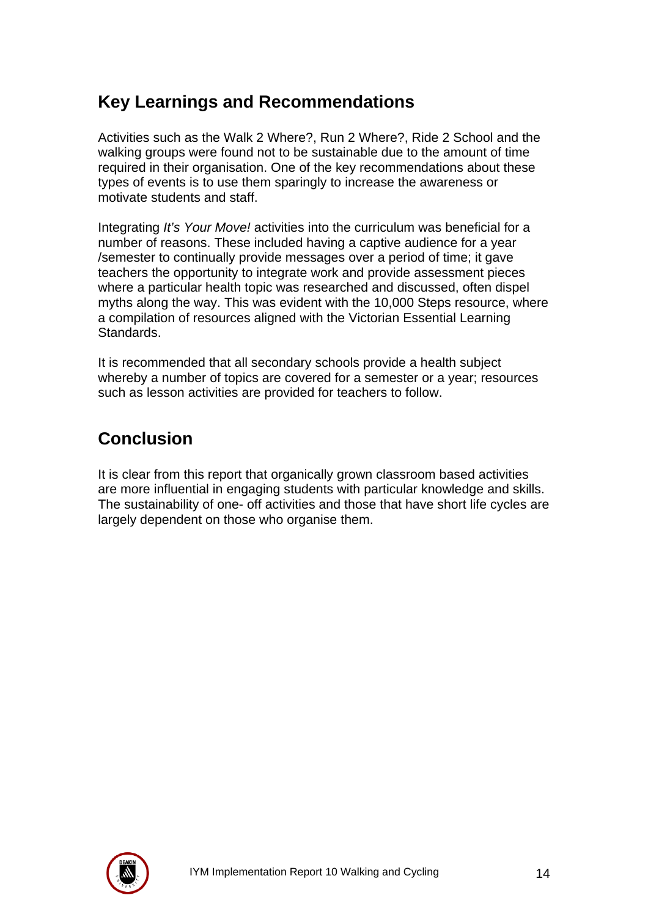## Key Learnings and Recommendations

Activities such as the Walk 2 Where?, Run 2 Where?, Ride 2 School and the walking groups were found not to be sustainable due to the amount of time required in their organisation. One of the key recommendations about these types of events is to use them sparingly to increase the awareness or motivate students and staff.

Integrating *It's Your Move!* activities into the curriculum was beneficial for a number of reasons. These included having a captive audience for a year /semester to continually provide messages over a period of time; it gave teachers the opportunity to integrate work and provide assessment pieces where a particular health topic was researched and discussed, often dispel myths along the way. This was evident with the 10,000 Steps resource, where a compilation of resources aligned with the Victorian Essential Learning Standards.

It is recommended that all secondary schools provide a health subject whereby a number of topics are covered for a semester or a year; resources such as lesson activities are provided for teachers to follow.

## Conclusion

It is clear from this report that organically grown classroom based activities are more influential in engaging students with particular knowledge and skills. The sustainability of one- off activities and those that have short life cycles are largely dependent on those who organise them.